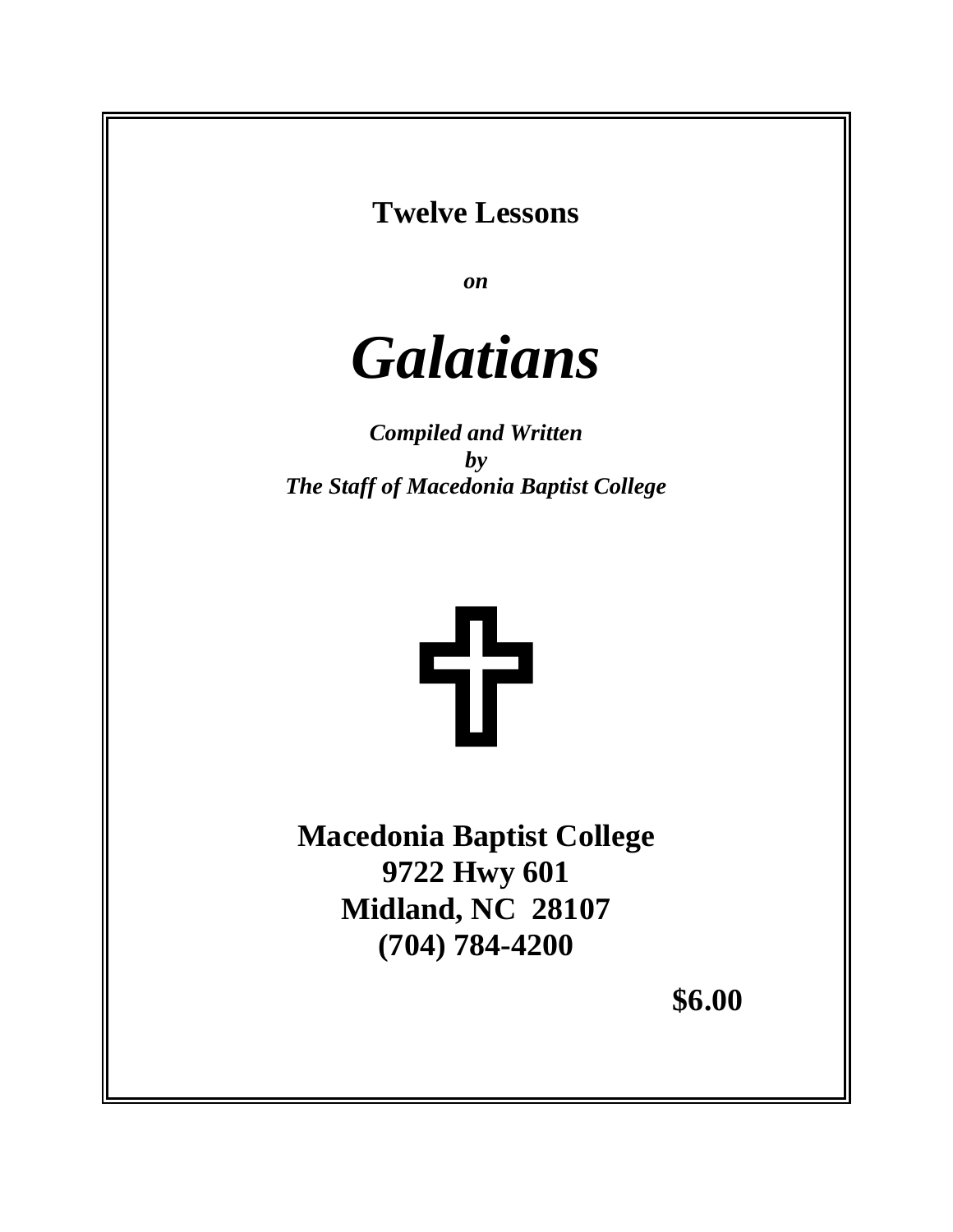**Twelve Lessons**

***on***

# *Galatians*

***Compiled and Written***
***by***
***The Staff of Macedonia Baptist College***

**Macedonia Baptist College**
**9722 Hwy 601**
**Midland, NC 28107**
**(704) 784-4200**

**$6.00**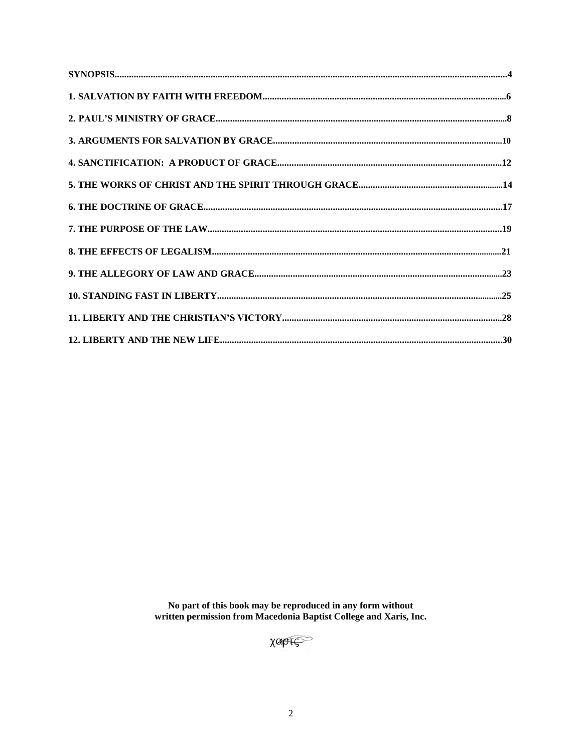**SYNOPSIS......................................................................................................................4**

**1. SALVATION BY FAITH WITH FREEDOM......................................................................6**

**2. PAUL'S MINISTRY OF GRACE....................................................................................8**

**3. ARGUMENTS FOR SALVATION BY GRACE.................................................................10**

**4. SANCTIFICATION: A PRODUCT OF GRACE...............................................................12**

**5. THE WORKS OF CHRIST AND THE SPIRIT THROUGH GRACE.....................................14**

**6. THE DOCTRINE OF GRACE.......................................................................................17**

**7. THE PURPOSE OF THE LAW......................................................................................19**

**8. THE EFFECTS OF LEGALISM.....................................................................................21**

**9. THE ALLEGORY OF LAW AND GRACE.......................................................................23**

**10. STANDING FAST IN LIBERTY...................................................................................25**

**11. LIBERTY AND THE CHRISTIAN'S VICTORY...............................................................28**

**12. LIBERTY AND THE NEW LIFE...................................................................................30**

**No part of this book may be reproduced in any form without written permission from Macedonia Baptist College and Xaris, Inc.**

χαρις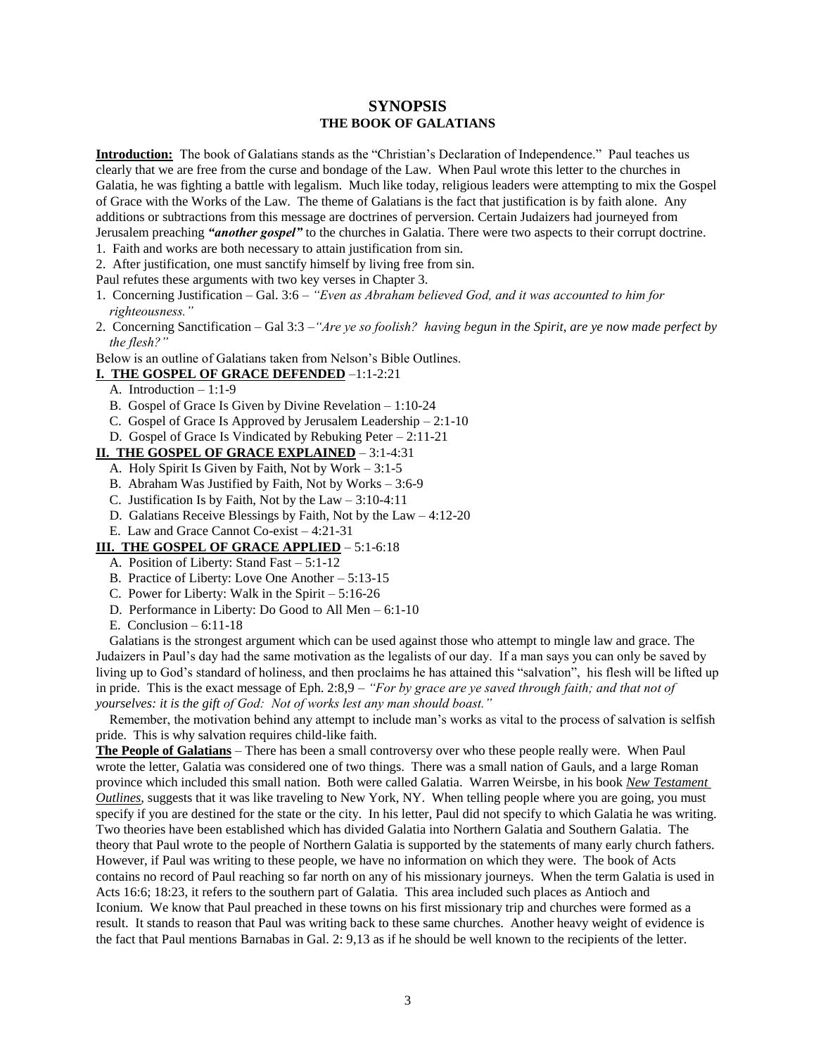# SYNOPSIS
## THE BOOK OF GALATIANS

**Introduction:** The book of Galatians stands as the "Christian's Declaration of Independence." Paul teaches us clearly that we are free from the curse and bondage of the Law. When Paul wrote this letter to the churches in Galatia, he was fighting a battle with legalism. Much like today, religious leaders were attempting to mix the Gospel of Grace with the Works of the Law. The theme of Galatians is the fact that justification is by faith alone. Any additions or subtractions from this message are doctrines of perversion. Certain Judaizers had journeyed from Jerusalem preaching ***"another gospel"*** to the churches in Galatia. There were two aspects to their corrupt doctrine.

1. Faith and works are both necessary to attain justification from sin.
2. After justification, one must sanctify himself by living free from sin.

Paul refutes these arguments with two key verses in Chapter 3.

1. Concerning Justification – Gal. 3:6 – *"Even as Abraham believed God, and it was accounted to him for righteousness."*
2. Concerning Sanctification – Gal 3:3 –*"Are ye so foolish? having begun in the Spirit, are ye now made perfect by the flesh?"*

Below is an outline of Galatians taken from Nelson's Bible Outlines.

**I. THE GOSPEL OF GRACE DEFENDED** –1:1-2:21

- A. Introduction – 1:1-9
- B. Gospel of Grace Is Given by Divine Revelation – 1:10-24
- C. Gospel of Grace Is Approved by Jerusalem Leadership – 2:1-10
- D. Gospel of Grace Is Vindicated by Rebuking Peter – 2:11-21

**II. THE GOSPEL OF GRACE EXPLAINED** – 3:1-4:31

- A. Holy Spirit Is Given by Faith, Not by Work – 3:1-5
- B. Abraham Was Justified by Faith, Not by Works – 3:6-9
- C. Justification Is by Faith, Not by the Law – 3:10-4:11
- D. Galatians Receive Blessings by Faith, Not by the Law – 4:12-20
- E. Law and Grace Cannot Co-exist – 4:21-31

**III. THE GOSPEL OF GRACE APPLIED** – 5:1-6:18

- A. Position of Liberty: Stand Fast – 5:1-12
- B. Practice of Liberty: Love One Another – 5:13-15
- C. Power for Liberty: Walk in the Spirit – 5:16-26
- D. Performance in Liberty: Do Good to All Men – 6:1-10
- E. Conclusion – 6:11-18

Galatians is the strongest argument which can be used against those who attempt to mingle law and grace. The Judaizers in Paul's day had the same motivation as the legalists of our day. If a man says you can only be saved by living up to God's standard of holiness, and then proclaims he has attained this "salvation", his flesh will be lifted up in pride. This is the exact message of Eph. 2:8,9 – *"For by grace are ye saved through faith; and that not of yourselves: it is the gift of God: Not of works lest any man should boast."*

Remember, the motivation behind any attempt to include man's works as vital to the process of salvation is selfish pride. This is why salvation requires child-like faith.

**The People of Galatians** – There has been a small controversy over who these people really were. When Paul wrote the letter, Galatia was considered one of two things. There was a small nation of Gauls, and a large Roman province which included this small nation. Both were called Galatia. Warren Weirsbe, in his book *New Testament Outlines*, suggests that it was like traveling to New York, NY. When telling people where you are going, you must specify if you are destined for the state or the city. In his letter, Paul did not specify to which Galatia he was writing. Two theories have been established which has divided Galatia into Northern Galatia and Southern Galatia. The theory that Paul wrote to the people of Northern Galatia is supported by the statements of many early church fathers. However, if Paul was writing to these people, we have no information on which they were. The book of Acts contains no record of Paul reaching so far north on any of his missionary journeys. When the term Galatia is used in Acts 16:6; 18:23, it refers to the southern part of Galatia. This area included such places as Antioch and Iconium. We know that Paul preached in these towns on his first missionary trip and churches were formed as a result. It stands to reason that Paul was writing back to these same churches. Another heavy weight of evidence is the fact that Paul mentions Barnabas in Gal. 2: 9,13 as if he should be well known to the recipients of the letter.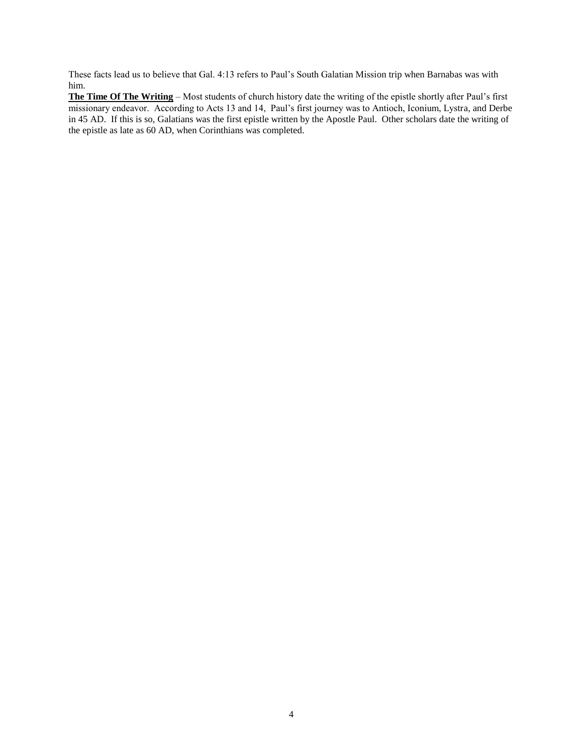These facts lead us to believe that Gal. 4:13 refers to Paul's South Galatian Mission trip when Barnabas was with him.

**The Time Of The Writing** – Most students of church history date the writing of the epistle shortly after Paul's first missionary endeavor. According to Acts 13 and 14, Paul's first journey was to Antioch, Iconium, Lystra, and Derbe in 45 AD. If this is so, Galatians was the first epistle written by the Apostle Paul. Other scholars date the writing of the epistle as late as 60 AD, when Corinthians was completed.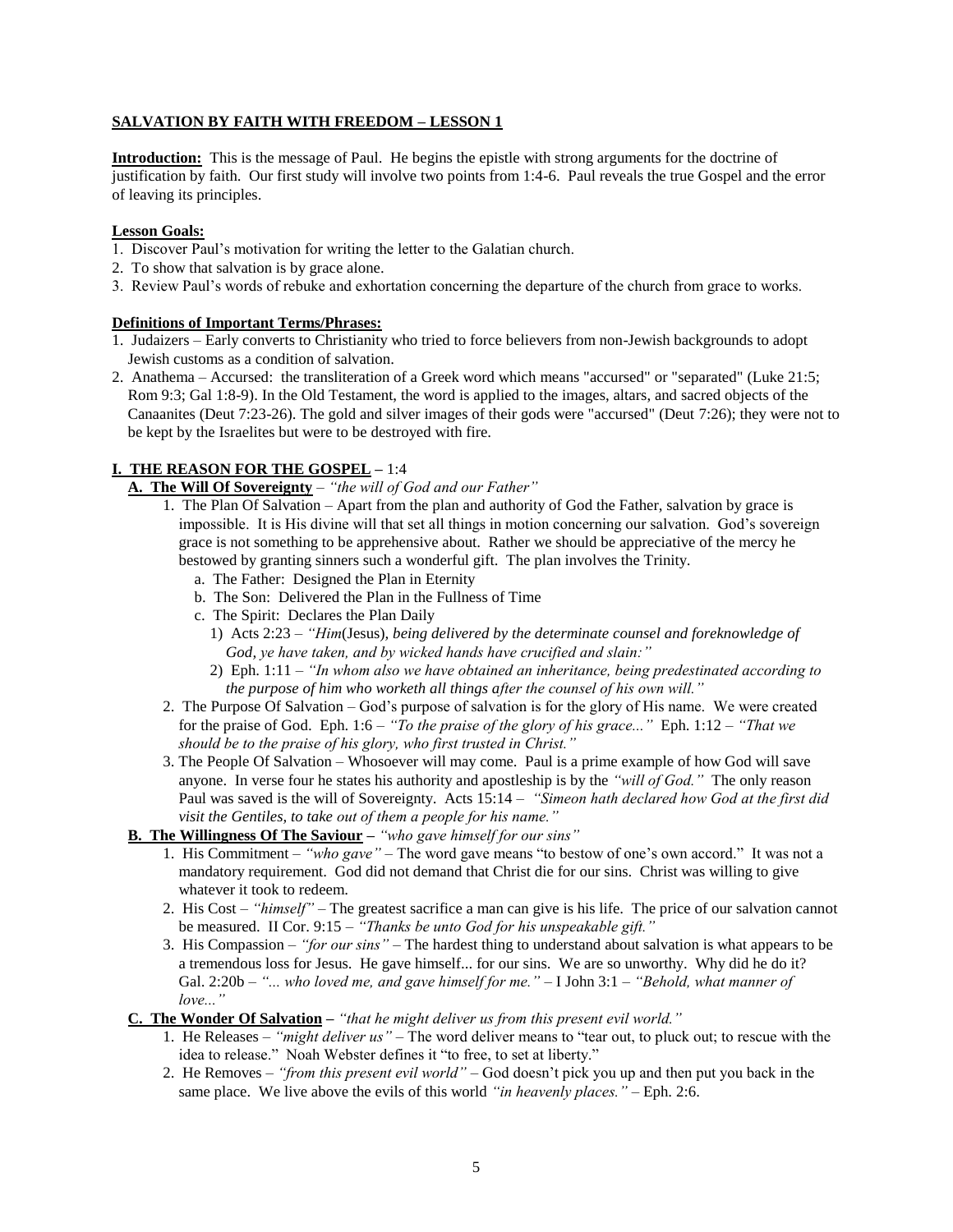**SALVATION BY FAITH WITH FREEDOM – LESSON 1**

**Introduction:** This is the message of Paul. He begins the epistle with strong arguments for the doctrine of justification by faith. Our first study will involve two points from 1:4-6. Paul reveals the true Gospel and the error of leaving its principles.

**Lesson Goals:**

1. Discover Paul's motivation for writing the letter to the Galatian church.
2. To show that salvation is by grace alone.
3. Review Paul's words of rebuke and exhortation concerning the departure of the church from grace to works.

**Definitions of Important Terms/Phrases:**

1. Judaizers – Early converts to Christianity who tried to force believers from non-Jewish backgrounds to adopt Jewish customs as a condition of salvation.
2. Anathema – Accursed: the transliteration of a Greek word which means "accursed" or "separated" (Luke 21:5; Rom 9:3; Gal 1:8-9). In the Old Testament, the word is applied to the images, altars, and sacred objects of the Canaanites (Deut 7:23-26). The gold and silver images of their gods were "accursed" (Deut 7:26); they were not to be kept by the Israelites but were to be destroyed with fire.

**I. THE REASON FOR THE GOSPEL** – 1:4

**A. The Will Of Sovereignty** – *"the will of God and our Father"*

1. The Plan Of Salvation – Apart from the plan and authority of God the Father, salvation by grace is impossible. It is His divine will that set all things in motion concerning our salvation. God's sovereign grace is not something to be apprehensive about. Rather we should be appreciative of the mercy he bestowed by granting sinners such a wonderful gift. The plan involves the Trinity.
   a. The Father: Designed the Plan in Eternity
   b. The Son: Delivered the Plan in the Fullness of Time
   c. The Spirit: Declares the Plan Daily
      1) Acts 2:23 – *"Him*(Jesus)*, being delivered by the determinate counsel and foreknowledge of God, ye have taken, and by wicked hands have crucified and slain:"*
      2) Eph. 1:11 – *"In whom also we have obtained an inheritance, being predestinated according to the purpose of him who worketh all things after the counsel of his own will."*
2. The Purpose Of Salvation – God's purpose of salvation is for the glory of His name. We were created for the praise of God. Eph. 1:6 – *"To the praise of the glory of his grace..."* Eph. 1:12 – *"That we should be to the praise of his glory, who first trusted in Christ."*
3. The People Of Salvation – Whosoever will may come. Paul is a prime example of how God will save anyone. In verse four he states his authority and apostleship is by the *"will of God."* The only reason Paul was saved is the will of Sovereignty. Acts 15:14 – *"Simeon hath declared how God at the first did visit the Gentiles, to take out of them a people for his name."*

**B. The Willingness Of The Saviour** – *"who gave himself for our sins"*

1. His Commitment – *"who gave"* – The word gave means "to bestow of one's own accord." It was not a mandatory requirement. God did not demand that Christ die for our sins. Christ was willing to give whatever it took to redeem.
2. His Cost – *"himself"* – The greatest sacrifice a man can give is his life. The price of our salvation cannot be measured. II Cor. 9:15 – *"Thanks be unto God for his unspeakable gift."*
3. His Compassion – *"for our sins"* – The hardest thing to understand about salvation is what appears to be a tremendous loss for Jesus. He gave himself... for our sins. We are so unworthy. Why did he do it? Gal. 2:20b – *"... who loved me, and gave himself for me."* – I John 3:1 – *"Behold, what manner of love..."*

**C. The Wonder Of Salvation** – *"that he might deliver us from this present evil world."*

1. He Releases – *"might deliver us"* – The word deliver means "to tear out, to pluck out; to rescue with the idea to release." Noah Webster defines it "to free, to set at liberty."
2. He Removes – *"from this present evil world"* – God doesn't pick you up and then put you back in the same place. We live above the evils of this world *"in heavenly places."* – Eph. 2:6.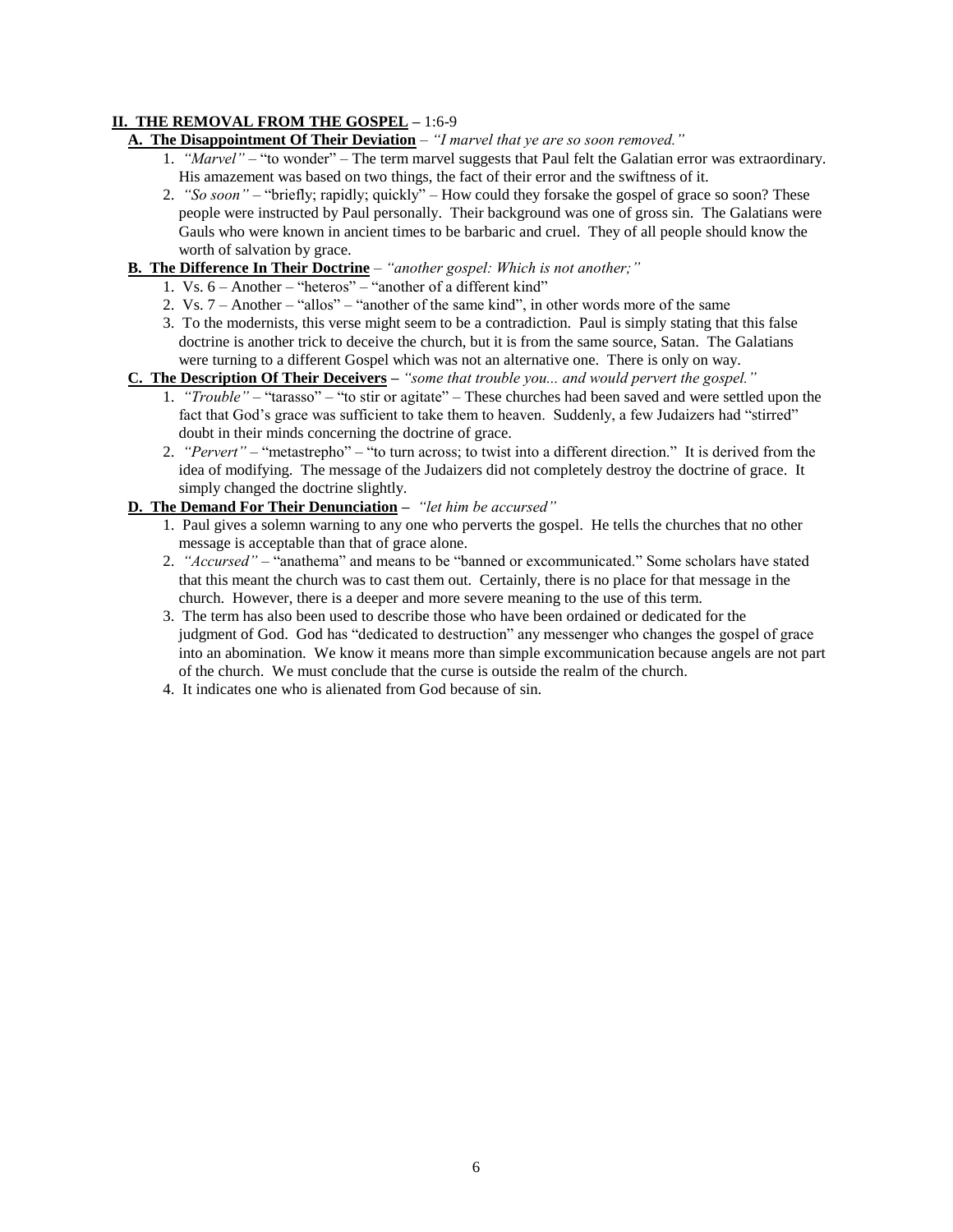**II. THE REMOVAL FROM THE GOSPEL** – 1:6-9

**A. The Disappointment Of Their Deviation** – *"I marvel that ye are so soon removed."*

1. *"Marvel"* – "to wonder" – The term marvel suggests that Paul felt the Galatian error was extraordinary. His amazement was based on two things, the fact of their error and the swiftness of it.
2. *"So soon"* – "briefly; rapidly; quickly" – How could they forsake the gospel of grace so soon? These people were instructed by Paul personally. Their background was one of gross sin. The Galatians were Gauls who were known in ancient times to be barbaric and cruel. They of all people should know the worth of salvation by grace.

**B. The Difference In Their Doctrine** – *"another gospel: Which is not another;"*

1. Vs. 6 – Another – "heteros" – "another of a different kind"
2. Vs. 7 – Another – "allos" – "another of the same kind", in other words more of the same
3. To the modernists, this verse might seem to be a contradiction. Paul is simply stating that this false doctrine is another trick to deceive the church, but it is from the same source, Satan. The Galatians were turning to a different Gospel which was not an alternative one. There is only on way.

**C. The Description Of Their Deceivers** – *"some that trouble you... and would pervert the gospel."*

1. *"Trouble"* – "tarasso" – "to stir or agitate" – These churches had been saved and were settled upon the fact that God's grace was sufficient to take them to heaven. Suddenly, a few Judaizers had "stirred" doubt in their minds concerning the doctrine of grace.
2. *"Pervert"* – "metastrepho" – "to turn across; to twist into a different direction." It is derived from the idea of modifying. The message of the Judaizers did not completely destroy the doctrine of grace. It simply changed the doctrine slightly.

**D. The Demand For Their Denunciation** – *"let him be accursed"*

1. Paul gives a solemn warning to any one who perverts the gospel. He tells the churches that no other message is acceptable than that of grace alone.
2. *"Accursed"* – "anathema" and means to be "banned or excommunicated." Some scholars have stated that this meant the church was to cast them out. Certainly, there is no place for that message in the church. However, there is a deeper and more severe meaning to the use of this term.
3. The term has also been used to describe those who have been ordained or dedicated for the judgment of God. God has "dedicated to destruction" any messenger who changes the gospel of grace into an abomination. We know it means more than simple excommunication because angels are not part of the church. We must conclude that the curse is outside the realm of the church.
4. It indicates one who is alienated from God because of sin.